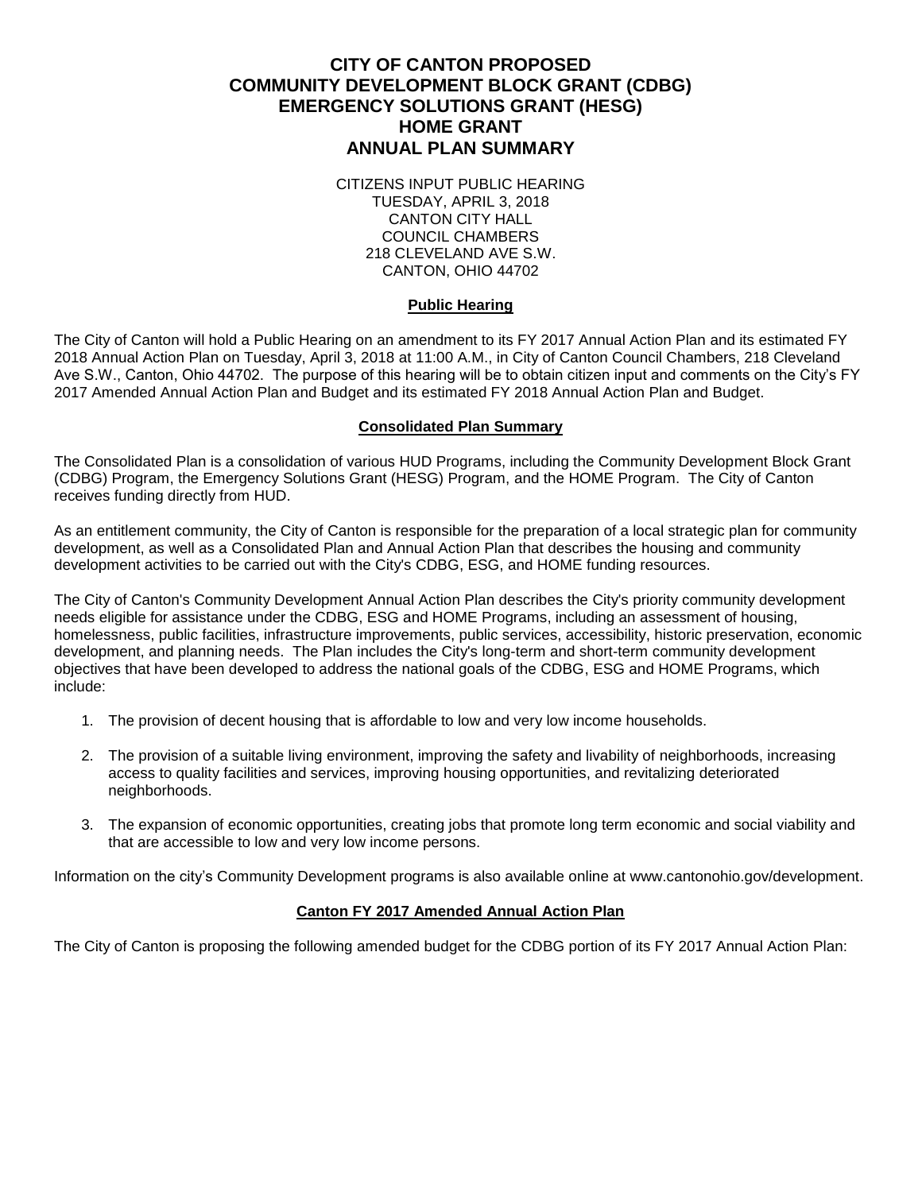# CITY OF CANTON PROPOSED
# COMMUNITY DEVELOPMENT BLOCK GRANT (CDBG)
# EMERGENCY SOLUTIONS GRANT (HESG)
# HOME GRANT
# ANNUAL PLAN SUMMARY

CITIZENS INPUT PUBLIC HEARING
TUESDAY, APRIL 3, 2018
CANTON CITY HALL
COUNCIL CHAMBERS
218 CLEVELAND AVE S.W.
CANTON, OHIO 44702

## Public Hearing

The City of Canton will hold a Public Hearing on an amendment to its FY 2017 Annual Action Plan and its estimated FY 2018 Annual Action Plan on Tuesday, April 3, 2018 at 11:00 A.M., in City of Canton Council Chambers, 218 Cleveland Ave S.W., Canton, Ohio 44702. The purpose of this hearing will be to obtain citizen input and comments on the City's FY 2017 Amended Annual Action Plan and Budget and its estimated FY 2018 Annual Action Plan and Budget.

## Consolidated Plan Summary

The Consolidated Plan is a consolidation of various HUD Programs, including the Community Development Block Grant (CDBG) Program, the Emergency Solutions Grant (HESG) Program, and the HOME Program. The City of Canton receives funding directly from HUD.

As an entitlement community, the City of Canton is responsible for the preparation of a local strategic plan for community development, as well as a Consolidated Plan and Annual Action Plan that describes the housing and community development activities to be carried out with the City's CDBG, ESG, and HOME funding resources.

The City of Canton's Community Development Annual Action Plan describes the City's priority community development needs eligible for assistance under the CDBG, ESG and HOME Programs, including an assessment of housing, homelessness, public facilities, infrastructure improvements, public services, accessibility, historic preservation, economic development, and planning needs. The Plan includes the City's long-term and short-term community development objectives that have been developed to address the national goals of the CDBG, ESG and HOME Programs, which include:

1. The provision of decent housing that is affordable to low and very low income households.

2. The provision of a suitable living environment, improving the safety and livability of neighborhoods, increasing access to quality facilities and services, improving housing opportunities, and revitalizing deteriorated neighborhoods.

3. The expansion of economic opportunities, creating jobs that promote long term economic and social viability and that are accessible to low and very low income persons.

Information on the city's Community Development programs is also available online at www.cantonohio.gov/development.

## Canton FY 2017 Amended Annual Action Plan

The City of Canton is proposing the following amended budget for the CDBG portion of its FY 2017 Annual Action Plan: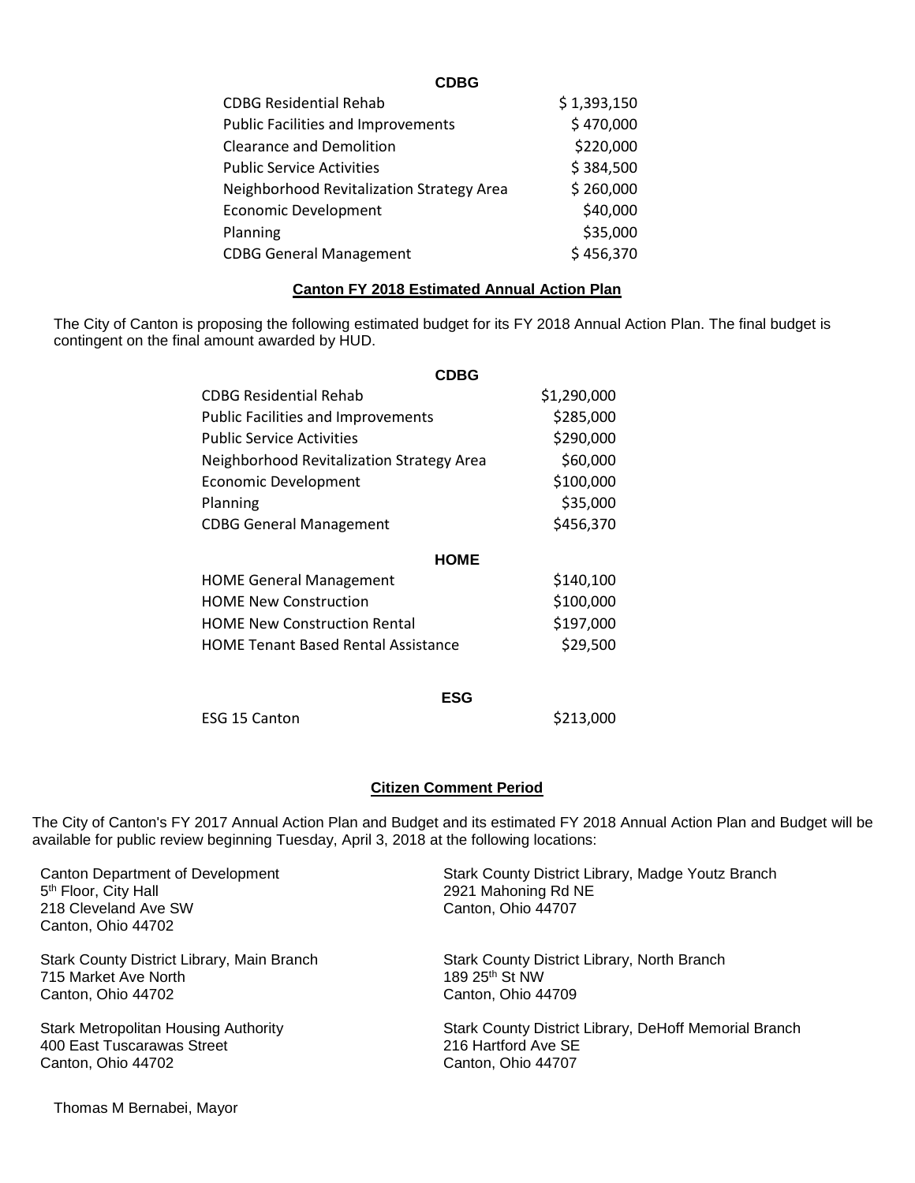| CDBG | |
|---|---|
| CDBG Residential Rehab | $ 1,393,150 |
| Public Facilities and Improvements | $ 470,000 |
| Clearance and Demolition | $220,000 |
| Public Service Activities | $ 384,500 |
| Neighborhood Revitalization Strategy Area | $ 260,000 |
| Economic Development | $40,000 |
| Planning | $35,000 |
| CDBG General Management | $ 456,370 |

## Canton FY 2018 Estimated Annual Action Plan

The City of Canton is proposing the following estimated budget for its FY 2018 Annual Action Plan. The final budget is contingent on the final amount awarded by HUD.

| CDBG | |
|---|---|
| CDBG Residential Rehab | $1,290,000 |
| Public Facilities and Improvements | $285,000 |
| Public Service Activities | $290,000 |
| Neighborhood Revitalization Strategy Area | $60,000 |
| Economic Development | $100,000 |
| Planning | $35,000 |
| CDBG General Management | $456,370 |
| **HOME** | |
| HOME General Management | $140,100 |
| HOME New Construction | $100,000 |
| HOME New Construction Rental | $197,000 |
| HOME Tenant Based Rental Assistance | $29,500 |
| **ESG** | |
| ESG 15 Canton | $213,000 |

## Citizen Comment Period

The City of Canton's FY 2017 Annual Action Plan and Budget and its estimated FY 2018 Annual Action Plan and Budget will be available for public review beginning Tuesday, April 3, 2018 at the following locations:

Canton Department of Development
5th Floor, City Hall
218 Cleveland Ave SW
Canton, Ohio 44702

Stark County District Library, Madge Youtz Branch
2921 Mahoning Rd NE
Canton, Ohio 44707

Stark County District Library, Main Branch
715 Market Ave North
Canton, Ohio 44702

Stark County District Library, North Branch
189 25th St NW
Canton, Ohio 44709

Stark Metropolitan Housing Authority
400 East Tuscarawas Street
Canton, Ohio 44702

Stark County District Library, DeHoff Memorial Branch
216 Hartford Ave SE
Canton, Ohio 44707

Thomas M Bernabei, Mayor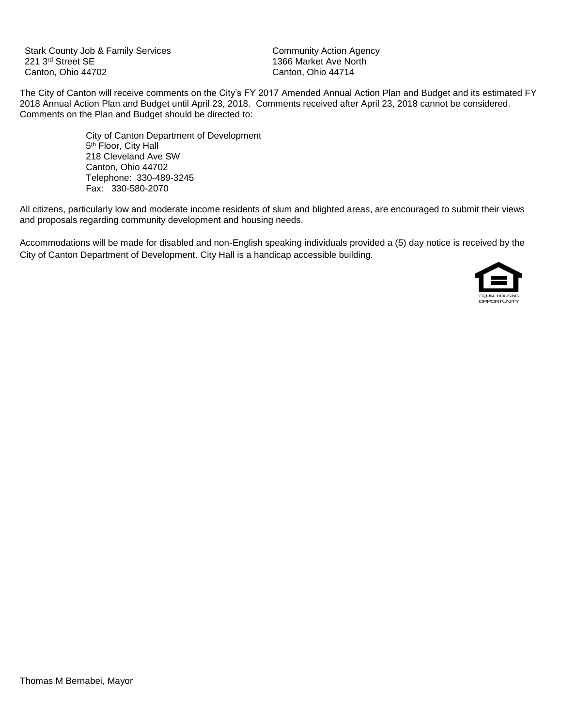Stark County Job & Family Services
221 3rd Street SE
Canton, Ohio 44702

Community Action Agency
1366 Market Ave North
Canton, Ohio 44714

The City of Canton will receive comments on the City's FY 2017 Amended Annual Action Plan and Budget and its estimated FY 2018 Annual Action Plan and Budget until April 23, 2018. Comments received after April 23, 2018 cannot be considered. Comments on the Plan and Budget should be directed to:

City of Canton Department of Development
5th Floor, City Hall
218 Cleveland Ave SW
Canton, Ohio 44702
Telephone: 330-489-3245
Fax: 330-580-2070

All citizens, particularly low and moderate income residents of slum and blighted areas, are encouraged to submit their views and proposals regarding community development and housing needs.

Accommodations will be made for disabled and non-English speaking individuals provided a (5) day notice is received by the City of Canton Department of Development. City Hall is a handicap accessible building.

EQUAL HOUSING OPPORTUNITY

Thomas M Bernabei, Mayor